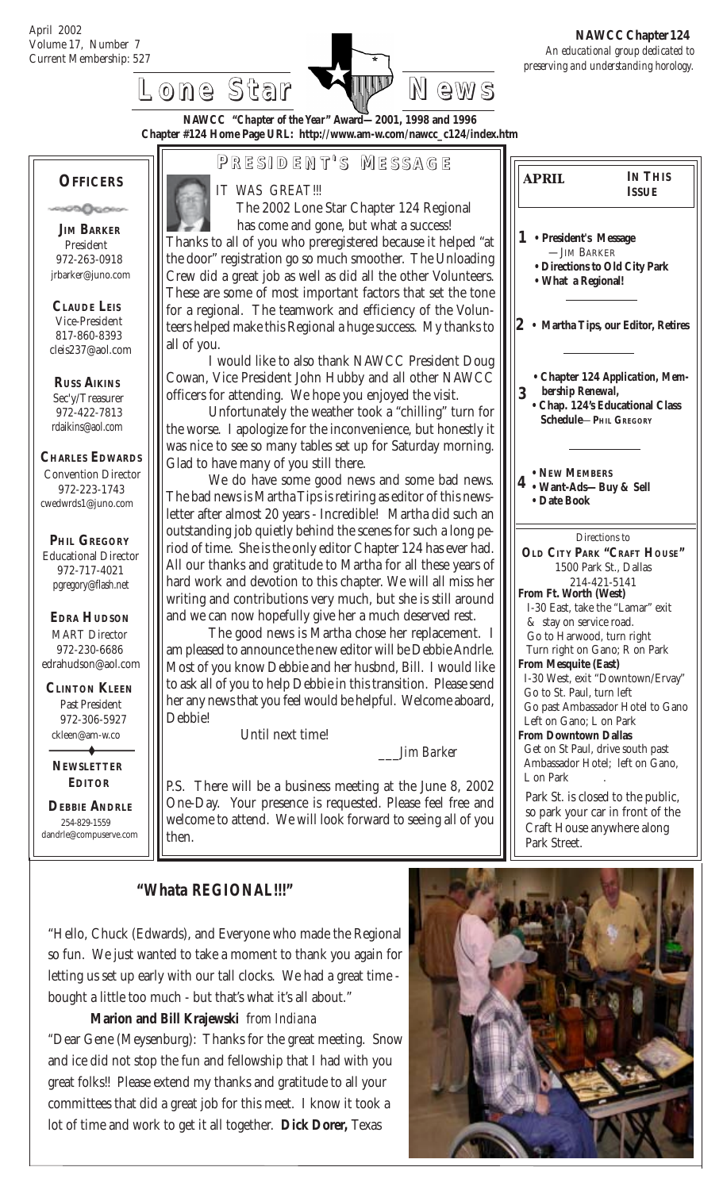April 2002
Volume 17, Number 7
Current Membership: 527

**NAWCC Chapter 124**
*An educational group dedicated to preserving and understanding horology.*

# Lone Star News

**NAWCC "Chapter of the Year" Award—2001, 1998 and 1996**
**Chapter #124 Home Page URL: http://www.am-w.com/nawcc_c124/index.htm**

## OFFICERS

**JIM BARKER**
President
972-263-0918
jrbarker@juno.com

**CLAUDE LEIS**
Vice-President
817-860-8393
cleis237@aol.com

**RUSS AIKINS**
Sec'y/Treasurer
972-422-7813
rdaikins@aol.com

**CHARLES EDWARDS**
Convention Director
972-223-1743
cwedwrds1@juno.com

**PHIL GREGORY**
Educational Director
972-717-4021
pgregory@flash.net

**EDRA HUDSON**
MART Director
972-230-6686
edrahudson@aol.com

**CLINTON KLEEN**
Past President
972-306-5927
ckleen@am-w.co

**NEWSLETTER EDITOR**

**DEBBIE ANDRLE**
254-829-1559
dandrle@compuserve.com

## PRESIDENT'S MESSAGE

*IT WAS GREAT!!!*

The 2002 Lone Star Chapter 124 Regional has come and gone, but what a success! Thanks to all of you who preregistered because it helped "at the door" registration go so much smoother. The Unloading Crew did a great job as well as did all the other Volunteers. These are some of most important factors that set the tone for a regional. The teamwork and efficiency of the Volunteers helped make this Regional a huge success. My thanks to all of you.

I would like to also thank NAWCC President Doug Cowan, Vice President John Hubby and all other NAWCC officers for attending. We hope you enjoyed the visit.

Unfortunately the weather took a "chilling" turn for the worse. I apologize for the inconvenience, but honestly it was nice to see so many tables set up for Saturday morning. Glad to have many of you still there.

We do have some good news and some bad news. The bad news is Martha Tips is retiring as editor of this newsletter after almost 20 years - Incredible! Martha did such an outstanding job quietly behind the scenes for such a long period of time. She is the only editor Chapter 124 has ever had. All our thanks and gratitude to Martha for all these years of hard work and devotion to this chapter. We will all miss her writing and contributions very much, but she is still around and we can now hopefully give her a much deserved rest.

The good news is Martha chose her replacement. I am pleased to announce the new editor will be Debbie Andrle. Most of you know Debbie and her husbnd, Bill. I would like to ask all of you to help Debbie in this transition. Please send her any news that you feel would be helpful. Welcome aboard, Debbie!

Until next time!

___*Jim Barker*

P.S. There will be a business meeting at the June 8, 2002 One-Day. Your presence is requested. Please feel free and welcome to attend. We will look forward to seeing all of you then.

## APRIL — IN THIS ISSUE

**1**
- **President's Message** — JIM BARKER
- **Directions to Old City Park**
- **What a Regional!**

**2**
- **Martha Tips, our Editor, Retires**

**3**
- **Chapter 124 Application, Membership Renewal,**
- **Chap. 124's Educational Class Schedule** — PHIL GREGORY

**4**
- **NEW MEMBERS**
- **Want-Ads—Buy & Sell**
- **Date Book**

## Directions to OLD CITY PARK "CRAFT HOUSE"

1500 Park St., Dallas
214-421-5141

**From Ft. Worth (West)**
I-30 East, take the "Lamar" exit & stay on service road.
Go to Harwood, turn right
Turn right on Gano; R on Park

**From Mesquite (East)**
I-30 West, exit "Downtown/Ervay"
Go to St. Paul, turn left
Go past Ambassador Hotel to Gano
Left on Gano; L on Park

**From Downtown Dallas**
Get on St Paul, drive south past Ambassador Hotel; left on Gano, L on Park.

Park St. is closed to the public, so park your car in front of the Craft House anywhere along Park Street.

## "Whata REGIONAL!!!"

"Hello, Chuck (Edwards), and Everyone who made the Regional so fun. We just wanted to take a moment to thank you again for letting us set up early with our tall clocks. We had a great time - bought a little too much - but that's what it's all about."

**Marion and Bill Krajewski** *from Indiana*

"Dear Gene (Meysenburg): Thanks for the great meeting. Snow and ice did not stop the fun and fellowship that I had with you great folks!! Please extend my thanks and gratitude to all your committees that did a great job for this meet. I know it took a lot of time and work to get it all together. **Dick Dorer,** Texas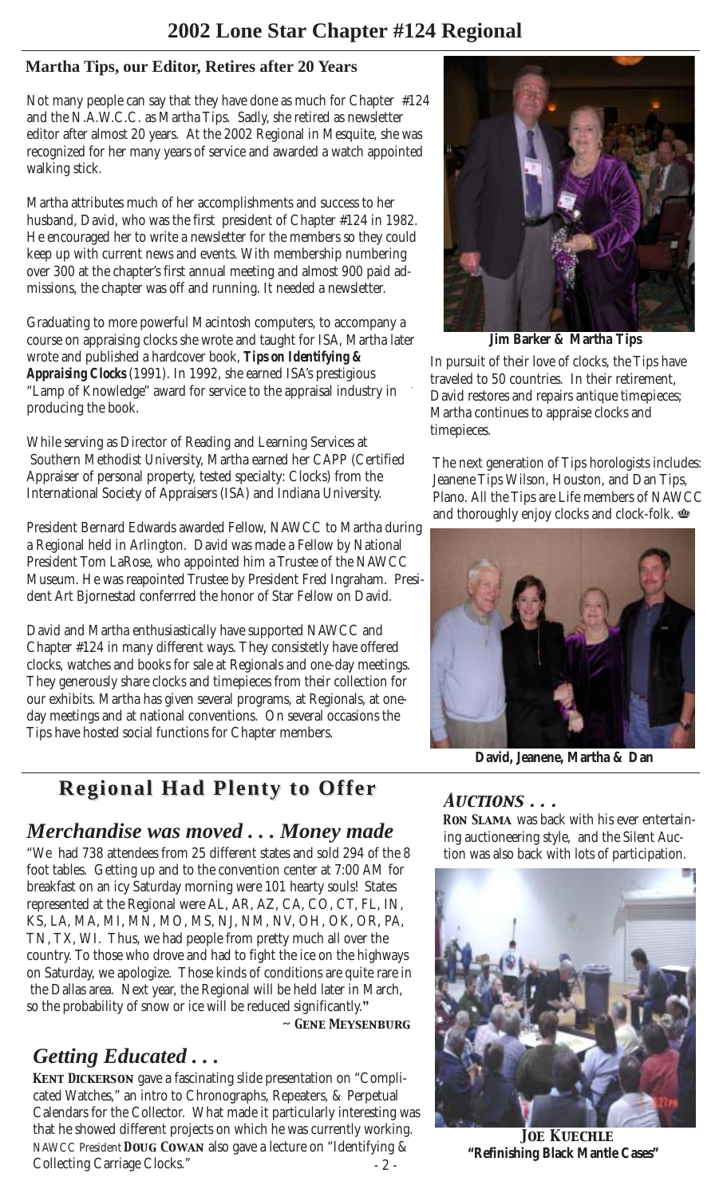# 2002 Lone Star Chapter #124 Regional

## Martha Tips, our Editor, Retires after 20 Years

Not many people can say that they have done as much for Chapter #124 and the N.A.W.C.C. as Martha Tips. Sadly, she retired as newsletter editor after almost 20 years. At the 2002 Regional in Mesquite, she was recognized for her many years of service and awarded a watch appointed walking stick.

Martha attributes much of her accomplishments and success to her husband, David, who was the first president of Chapter #124 in 1982. He encouraged her to write a newsletter for the members so they could keep up with current news and events. With membership numbering over 300 at the chapter's first annual meeting and almost 900 paid admissions, the chapter was off and running. It needed a newsletter.

Graduating to more powerful Macintosh computers, to accompany a course on appraising clocks she wrote and taught for ISA, Martha later wrote and published a hardcover book, ***Tips on Identifying & Appraising Clocks*** (1991). In 1992, she earned ISA's prestigious "Lamp of Knowledge" award for service to the appraisal industry in producing the book.

While serving as Director of Reading and Learning Services at Southern Methodist University, Martha earned her CAPP (Certified Appraiser of personal property, tested specialty: Clocks) from the International Society of Appraisers (ISA) and Indiana University.

President Bernard Edwards awarded Fellow, NAWCC to Martha during a Regional held in Arlington. David was made a Fellow by National President Tom LaRose, who appointed him a Trustee of the NAWCC Museum. He was reapointed Trustee by President Fred Ingraham. President Art Bjornestad conferrred the honor of Star Fellow on David.

David and Martha enthusiastically have supported NAWCC and Chapter #124 in many different ways. They consistetly have offered clocks, watches and books for sale at Regionals and one-day meetings. They generously share clocks and timepieces from their collection for our exhibits. Martha has given several programs, at Regionals, at one-day meetings and at national conventions. On several occasions the Tips have hosted social functions for Chapter members.

**Jim Barker & Martha Tips**

In pursuit of their love of clocks, the Tips have traveled to 50 countries. In their retirement, David restores and repairs antique timepieces; Martha continues to appraise clocks and timepieces.

The next generation of Tips horologists includes: Jeanene Tips Wilson, Houston, and Dan Tips, Plano. All the Tips are Life members of NAWCC and thoroughly enjoy clocks and clock-folk.

**David, Jeanene, Martha & Dan**

## Regional Had Plenty to Offer

### *Merchandise was moved . . . Money made*

"We had 738 attendees from 25 different states and sold 294 of the 8 foot tables. Getting up and to the convention center at 7:00 AM for breakfast on an icy Saturday morning were 101 hearty souls! States represented at the Regional were AL, AR, AZ, CA, CO, CT, FL, IN, KS, LA, MA, MI, MN, MO, MS, NJ, NM, NV, OH, OK, OR, PA, TN, TX, WI. Thus, we had people from pretty much all over the country. To those who drove and had to fight the ice on the highways on Saturday, we apologize. Those kinds of conditions are quite rare in the Dallas area. Next year, the Regional will be held later in March, so the probability of snow or ice will be reduced significantly."

~ **Gene Meysenburg**

### *Getting Educated . . .*

**Kent Dickerson** gave a fascinating slide presentation on "Complicated Watches," an intro to Chronographs, Repeaters, & Perpetual Calendars for the Collector. What made it particularly interesting was that he showed different projects on which he was currently working. NAWCC President **Doug Cowan** also gave a lecture on "Identifying & Collecting Carriage Clocks."

### *Auctions . . .*

**Ron Slama** was back with his ever entertaining auctioneering style, and the Silent Auction was also back with lots of participation.

**Joe Kuechle**
**"Refinishing Black Mantle Cases"**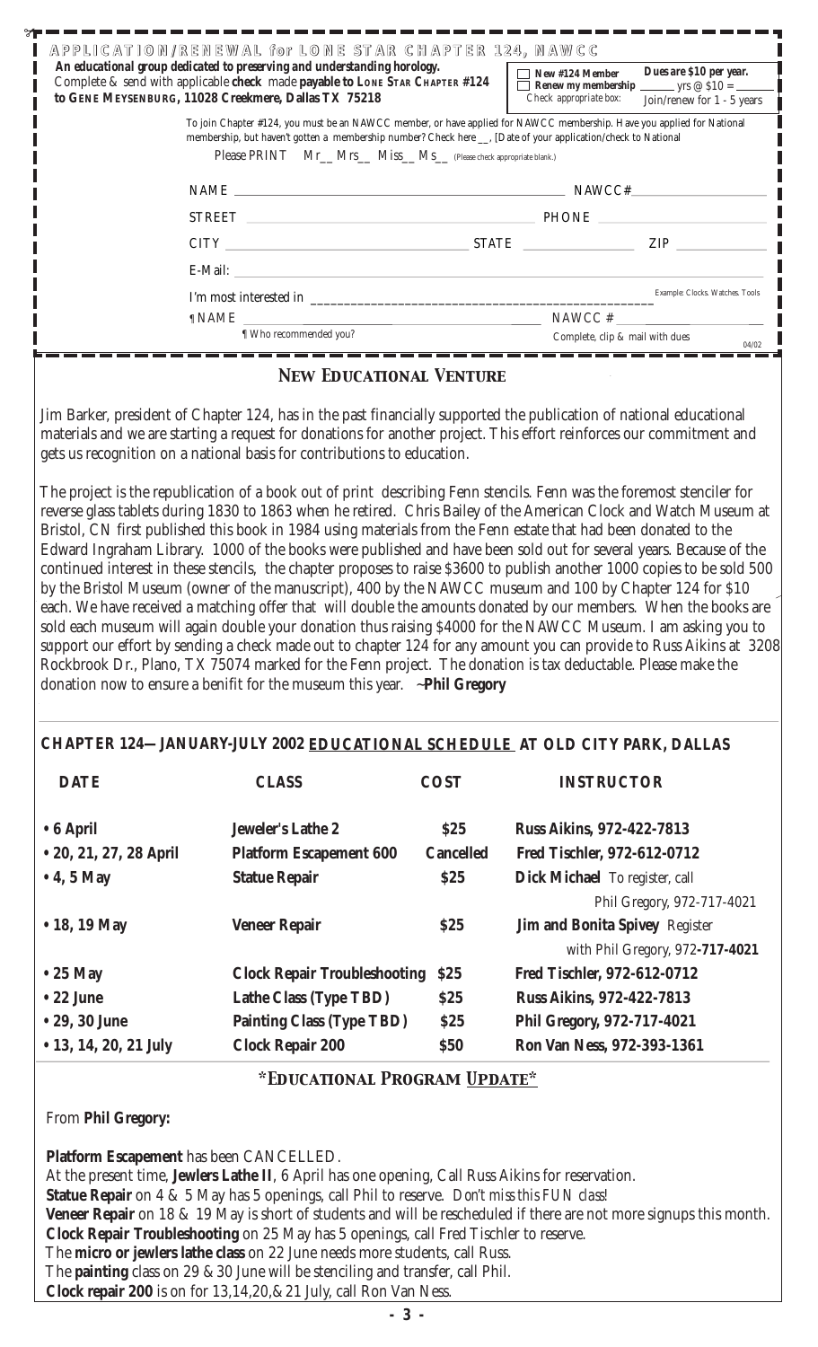## APPLICATION/RENEWAL for LONE STAR CHAPTER 124, NAWCC

***An educational group dedicated to preserving and understanding horology.***
Complete & send with applicable **check** made **payable to LONE STAR CHAPTER #124 to GENE MEYSENBURG, 11028 Creekmere, Dallas TX 75218**

☐ **New #124 Member** ☐ **Renew my membership** _____ yrs @ $10 = _____
*Check appropriate box:*

***Dues are $10 per year.*** *Join/renew for 1 - 5 years*

To join Chapter #124, you must be an NAWCC member, or have applied for NAWCC membership. Have you applied for National membership, but haven't gotten a membership number? Check here __, [Date of your application/check to National

Please PRINT Mr__ Mrs__ Miss__ Ms__ (Please check appropriate blank.)

NAME ______________________________ NAWCC#______________

STREET ______________________________ PHONE ______________

CITY ______________________ STATE __________ ZIP __________

E-Mail: ______________________________

I'm most interested in ______________________________ *Example: Clocks. Watches. Tools*

¶ NAME ______________________________ NAWCC # ______________
¶ Who recommended you? *Complete, clip & mail with dues* 04/02

## NEW EDUCATIONAL VENTURE

Jim Barker, president of Chapter 124, has in the past financially supported the publication of national educational materials and we are starting a request for donations for another project. This effort reinforces our commitment and gets us recognition on a national basis for contributions to education.

The project is the republication of a book out of print describing Fenn stencils. Fenn was the foremost stenciler for reverse glass tablets during 1830 to 1863 when he retired. Chris Bailey of the American Clock and Watch Museum at Bristol, CN first published this book in 1984 using materials from the Fenn estate that had been donated to the Edward Ingraham Library. 1000 of the books were published and have been sold out for several years. Because of the continued interest in these stencils, the chapter proposes to raise $3600 to publish another 1000 copies to be sold 500 by the Bristol Museum (owner of the manuscript), 400 by the NAWCC museum and 100 by Chapter 124 for $10 each. We have received a matching offer that will double the amounts donated by our members. When the books are sold each museum will again double your donation thus raising $4000 for the NAWCC Museum. I am asking you to support our effort by sending a check made out to chapter 124 for any amount you can provide to Russ Aikins at 3208 Rockbrook Dr., Plano, TX 75074 marked for the Fenn project. The donation is tax deductable. Please make the donation now to ensure a benifit for the museum this year. ~**Phil Gregory**

## CHAPTER 124—JANUARY-JULY 2002 EDUCATIONAL SCHEDULE AT OLD CITY PARK, DALLAS

| DATE | CLASS | COST | INSTRUCTOR |
|---|---|---|---|
| • 6 April | Jeweler's Lathe 2 | $25 | Russ Aikins, 972-422-7813 |
| • 20, 21, 27, 28 April | Platform Escapement 600 | Cancelled | Fred Tischler, 972-612-0712 |
| • 4, 5 May | Statue Repair | $25 | Dick Michael To register, call Phil Gregory, 972-717-4021 |
| • 18, 19 May | Veneer Repair | $25 | Jim and Bonita Spivey Register with Phil Gregory, 972-717-4021 |
| • 25 May | Clock Repair Troubleshooting | $25 | Fred Tischler, 972-612-0712 |
| • 22 June | Lathe Class (Type TBD) | $25 | Russ Aikins, 972-422-7813 |
| • 29, 30 June | Painting Class (Type TBD) | $25 | Phil Gregory, 972-717-4021 |
| • 13, 14, 20, 21 July | Clock Repair 200 | $50 | Ron Van Ness, 972-393-1361 |

## *EDUCATIONAL PROGRAM UPDATE*

From **Phil Gregory:**

**Platform Escapement** has been CANCELLED.
At the present time, **Jewlers Lathe II**, 6 April has one opening, Call Russ Aikins for reservation.
**Statue Repair** on 4 & 5 May has 5 openings, call Phil to reserve. *Don't miss this FUN class!*
**Veneer Repair** on 18 & 19 May is short of students and will be rescheduled if there are not more signups this month.
**Clock Repair Troubleshooting** on 25 May has 5 openings, call Fred Tischler to reserve.
The **micro or jewlers lathe class** on 22 June needs more students, call Russ.
The **painting** class on 29 & 30 June will be stenciling and transfer, call Phil.
**Clock repair 200** is on for 13,14,20,& 21 July, call Ron Van Ness.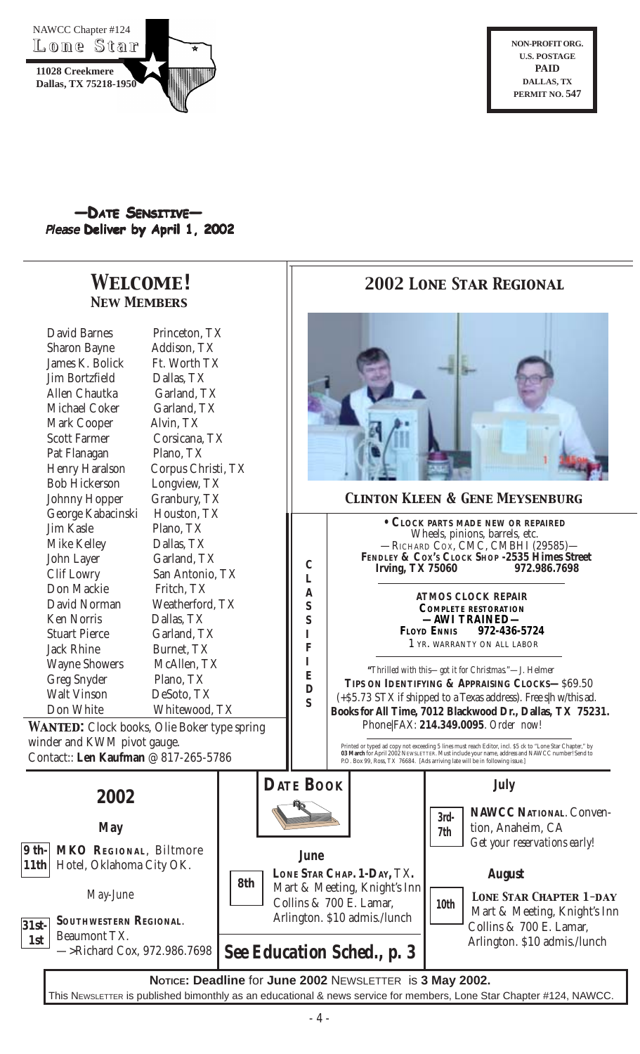NAWCC Chapter #124
Lone Star
11028 Creekmere
Dallas, TX 75218-1950

NON-PROFIT ORG.
U.S. POSTAGE
PAID
DALLAS, TX
PERMIT NO. 547

**—DATE SENSITIVE—**
***Please* Deliver by April 1, 2002**

## *WELCOME!*
### NEW MEMBERS

| | |
|---|---|
| David Barnes | Princeton, TX |
| Sharon Bayne | Addison, TX |
| James K. Bolick | Ft. Worth TX |
| Jim Bortzfield | Dallas, TX |
| Allen Chautka | Garland, TX |
| Michael Coker | Garland, TX |
| Mark Cooper | Alvin, TX |
| Scott Farmer | Corsicana, TX |
| Pat Flanagan | Plano, TX |
| Henry Haralson | Corpus Christi, TX |
| Bob Hickerson | Longview, TX |
| Johnny Hopper | Granbury, TX |
| George Kabacinski | Houston, TX |
| Jim Kasle | Plano, TX |
| Mike Kelley | Dallas, TX |
| John Layer | Garland, TX |
| Clif Lowry | San Antonio, TX |
| Don Mackie | Fritch, TX |
| David Norman | Weatherford, TX |
| Ken Norris | Dallas, TX |
| Stuart Pierce | Garland, TX |
| Jack Rhine | Burnet, TX |
| Wayne Showers | McAllen, TX |
| Greg Snyder | Plano, TX |
| Walt Vinson | DeSoto, TX |
| Don White | Whitewood, TX |

**WANTED:** Clock books, Olie Boker type spring winder and KWM pivot gauge.
Contact:: **Len Kaufman** @ 817-265-5786

## *2002 LONE STAR REGIONAL*

*CLINTON KLEEN & GENE MEYSENBURG*

### CLASSIFIEDS

**• CLOCK PARTS MADE NEW OR REPAIRED**
Wheels, pinions, barrels, etc.
—RICHARD COX, CMC, CMBHI (29585)—
**FENDLEY & COX'S CLOCK SHOP -2535 Himes Street**
**Irving, TX 75060 972.986.7698**

**ATMOS CLOCK REPAIR**
**COMPLETE RESTORATION**
**—AWI TRAINED—**
**FLOYD ENNIS 972-436-5724**
1 YR. WARRANTY ON ALL LABOR

*"Thrilled with this—got it for Christmas."—J. Helmer*
**TIPS ON IDENTIFYING & APPRAISING CLOCKS—** $69.50 (+$5.73 STX if shipped to a Texas address). Free s|h w/this ad.
**Books for All Time, 7012 Blackwood Dr., Dallas, TX 75231.**
Phone|FAX: **214.349.0095**. *Order now!*

Printed or typed ad copy not exceeding 5 lines must reach Editor, incl. $5 ck to "Lone Star Chapter," by **03 March** for April 2002 NEWSLETTER. Must include your name, address and NAWCC number! Send to P.O. Box 99, Ross, TX 76684. [Ads arriving late will be in following issue.]

## DATE BOOK

### 2002

**May**

**9th-11th** **MKO REGIONAL**, Biltmore Hotel, Oklahoma City OK.

*May-June*

**31st-1st** **SOUTHWESTERN REGIONAL**. Beaumont TX. —>Richard Cox, 972.986.7698

**June**

**8th** **LONE STAR CHAP. 1-DAY,** TX**.** Mart & Meeting, Knight's Inn Collins & 700 E. Lamar, Arlington. $10 admis./lunch

**See Education Sched., p. 3**

**July**

**3rd-7th** **NAWCC NATIONAL**. Convention, Anaheim, CA
*Get your reservations early!*

**August**

**10th** **LONE STAR CHAPTER 1-DAY** Mart & Meeting, Knight's Inn Collins & 700 E. Lamar, Arlington. $10 admis./lunch

**NOTICE: Deadline** for **June 2002** NEWSLETTER is **3 May 2002.**
This NEWSLETTER is published bimonthly as an educational & news service for members, Lone Star Chapter #124, NAWCC.